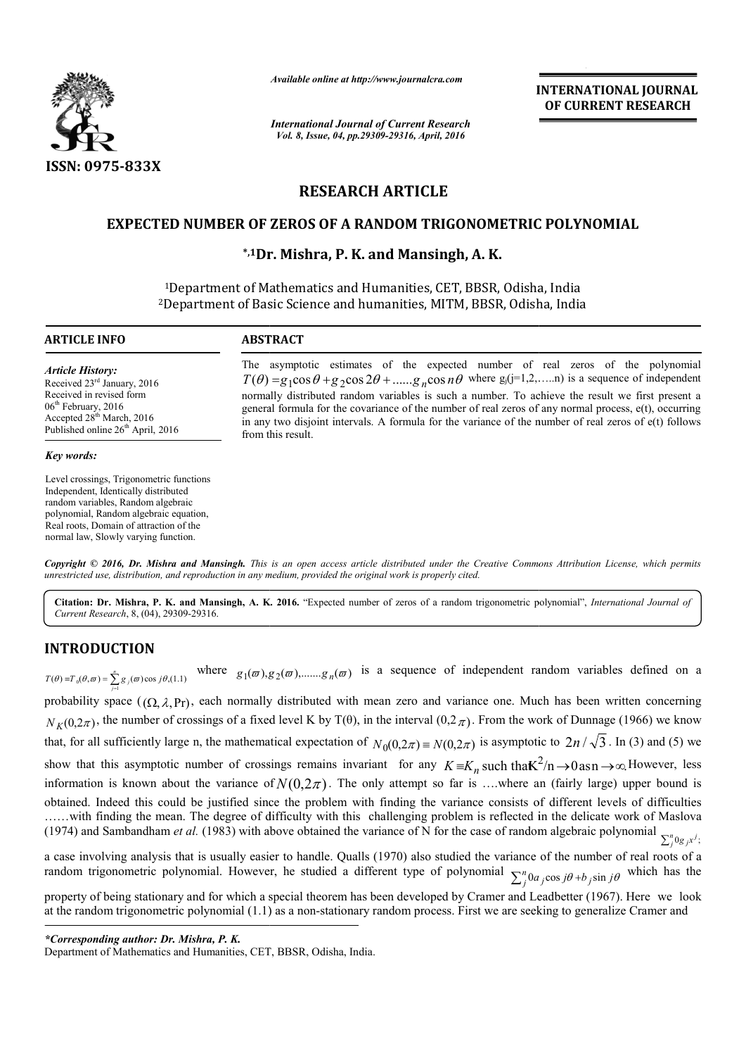ISSN: 0975-833X

*Available online at http://www.journalcra.com*

*International Journal of Current Research*
*Vol. 8, Issue, 04, pp.29309-29316, April, 2016*

**INTERNATIONAL JOURNAL OF CURRENT RESEARCH**

## RESEARCH ARTICLE

# EXPECTED NUMBER OF ZEROS OF A RANDOM TRIGONOMETRIC POLYNOMIAL

**\*,[1]Dr. Mishra, P. K. and Mansingh, A. K.**

[1]Department of Mathematics and Humanities, CET, BBSR, Odisha, India
[2]Department of Basic Science and humanities, MITM, BBSR, Odisha, India

### ARTICLE INFO

*Article History:*
Received 23rd January, 2016
Received in revised form
06th February, 2016
Accepted 28th March, 2016
Published online 26th April, 2016

*Key words:*

Level crossings, Trigonometric functions Independent, Identically distributed random variables, Random algebraic polynomial, Random algebraic equation, Real roots, Domain of attraction of the normal law, Slowly varying function.

### ABSTRACT

The asymptotic estimates of the expected number of real zeros of the polynomial $T(\theta) = g_1 \cos\theta + g_2 \cos 2\theta + ......g_n \cos n\theta$ where $g_j$(j=1,2,…..n) is a sequence of independent normally distributed random variables is such a number. To achieve the result we first present a general formula for the covariance of the number of real zeros of any normal process, e(t), occurring in any two disjoint intervals. A formula for the variance of the number of real zeros of e(t) follows from this result.

*Copyright © 2016, Dr. Mishra and Mansingh. This is an open access article distributed under the Creative Commons Attribution License, which permits unrestricted use, distribution, and reproduction in any medium, provided the original work is properly cited.*

**Citation: Dr. Mishra, P. K. and Mansingh, A. K. 2016.** "Expected number of zeros of a random trigonometric polynomial", *International Journal of Current Research*, 8, (04), 29309-29316.

## INTRODUCTION

$T(\theta) \equiv T_0(\theta,\varpi) = \sum_{j=1}^{n} g_j(\varpi)\cos j\theta,(1.1)$ where $g_1(\varpi), g_2(\varpi), .......g_n(\varpi)$ is a sequence of independent random variables defined on a probability space $((\Omega, \lambda, \Pr)$, each normally distributed with mean zero and variance one. Much has been written concerning $N_K(0,2\pi)$, the number of crossings of a fixed level K by T(θ), in the interval $(0,2\pi)$. From the work of Dunnage (1966) we know that, for all sufficiently large n, the mathematical expectation of $N_0(0,2\pi) \equiv N(0,2\pi)$ is asymptotic to $2n/\sqrt{3}$. In (3) and (5) we show that this asymptotic number of crossings remains invariant for any $K \equiv K_n$ such that $K^2/n \to 0$ as $n \to \infty$. However, less information is known about the variance of $N(0,2\pi)$. The only attempt so far is ….where an (fairly large) upper bound is obtained. Indeed this could be justified since the problem with finding the variance consists of different levels of difficulties ……with finding the mean. The degree of difficulty with this challenging problem is reflected in the delicate work of Maslova (1974) and Sambandham *et al.* (1983) with above obtained the variance of N for the case of random algebraic polynomial $\sum_j^n 0 g_j x^j$; a case involving analysis that is usually easier to handle. Qualls (1970) also studied the variance of the number of real roots of a random trigonometric polynomial. However, he studied a different type of polynomial $\sum_j^n 0 a_j \cos j\theta + b_j \sin j\theta$ which has the property of being stationary and for which a special theorem has been developed by Cramer and Leadbetter (1967). Here we look at the random trigonometric polynomial (1.1) as a non-stationary random process. First we are seeking to generalize Cramer and

*\*Corresponding author: Dr. Mishra, P. K.*
Department of Mathematics and Humanities, CET, BBSR, Odisha, India.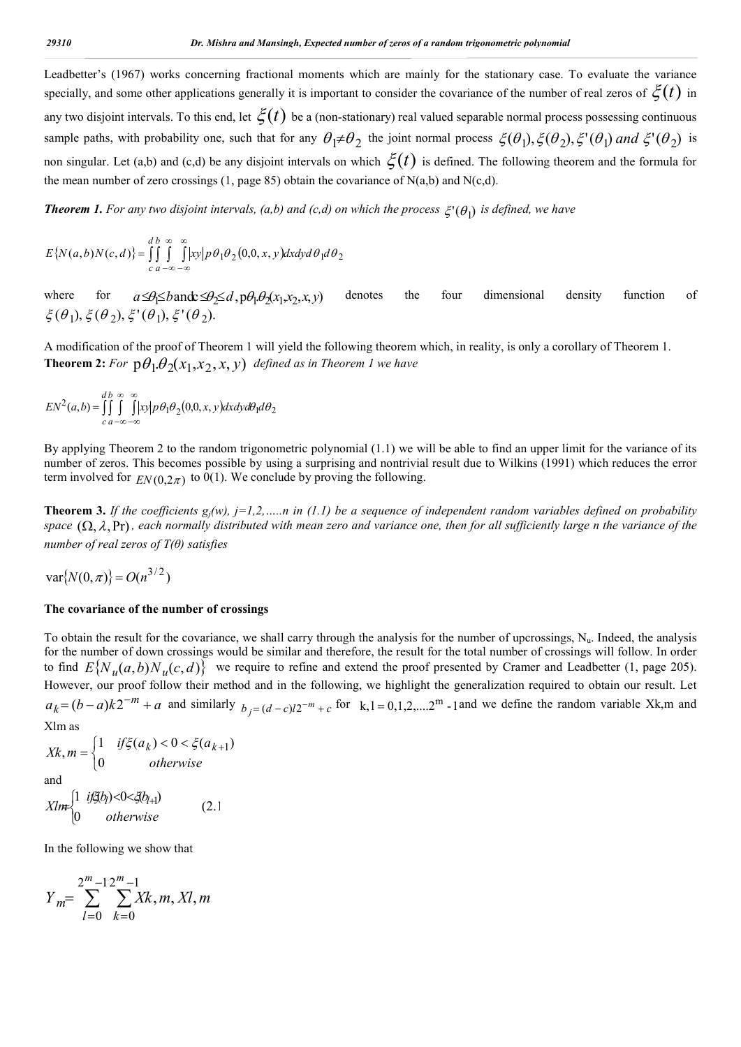Leadbetter's (1967) works concerning fractional moments which are mainly for the stationary case. To evaluate the variance specially, and some other applications generally it is important to consider the covariance of the number of real zeros of $\xi(t)$ in any two disjoint intervals. To this end, let $\xi(t)$ be a (non-stationary) real valued separable normal process possessing continuous sample paths, with probability one, such that for any $\theta_1 \neq \theta_2$ the joint normal process $\xi(\theta_1), \xi(\theta_2), \xi'(\theta_1)$ *and* $\xi'(\theta_2)$ is non singular. Let (a,b) and (c,d) be any disjoint intervals on which $\xi(t)$ is defined. The following theorem and the formula for the mean number of zero crossings (1, page 85) obtain the covariance of N(a,b) and N(c,d).

***Theorem 1.*** *For any two disjoint intervals, (a,b) and (c,d) on which the process* $\xi'(\theta_1)$ *is defined, we have*

$$E\{N(a,b)N(c,d)\} = \int_c^d \int_a^b \int_{-\infty}^{\infty} \int_{-\infty}^{\infty} |xy| p\theta_1\theta_2(0,0,x,y) dx dy d\theta_1 d\theta_2$$

where for $a \leq \theta_1 \leq b$ and $c \leq \theta_2 \leq d$, $p\theta_1\theta_2(x_1,x_2,x,y)$ denotes the four dimensional density function of $\xi(\theta_1), \xi(\theta_2), \xi'(\theta_1), \xi'(\theta_2)$.

A modification of the proof of Theorem 1 will yield the following theorem which, in reality, is only a corollary of Theorem 1.

**Theorem 2:** *For* $p\theta_1.\theta_2(x_1,x_2,x,y)$ *defined as in Theorem 1 we have*

$$EN^2(a,b) = \int_c^d \int_a^b \int_{-\infty}^{\infty} \int_{-\infty}^{\infty} |xy| p\theta_1\theta_2(0,0,x,y) dx dy d\theta_1 d\theta_2$$

By applying Theorem 2 to the random trigonometric polynomial (1.1) we will be able to find an upper limit for the variance of its number of zeros. This becomes possible by using a surprising and nontrivial result due to Wilkins (1991) which reduces the error term involved for $EN(0,2\pi)$ to 0(1). We conclude by proving the following.

***Theorem 3.*** *If the coefficients $g_j(w)$, j=1,2,…..n in (1.1) be a sequence of independent random variables defined on probability space* $(\Omega, \lambda, \Pr)$*, each normally distributed with mean zero and variance one, then for all sufficiently large n the variance of the number of real zeros of T(θ) satisfies*

$$\operatorname{var}\{N(0,\pi)\} = O(n^{3/2})$$

**The covariance of the number of crossings**

To obtain the result for the covariance, we shall carry through the analysis for the number of upcrossings, $N_u$. Indeed, the analysis for the number of down crossings would be similar and therefore, the result for the total number of crossings will follow. In order to find $E\{N_u(a,b)N_u(c,d)\}$ we require to refine and extend the proof presented by Cramer and Leadbetter (1, page 205). However, our proof follow their method and in the following, we highlight the generalization required to obtain our result. Let $a_k = (b-a)k2^{-m} + a$ and similarly $b_j = (d-c)l2^{-m} + c$ for $k,l = 0,1,2,....2^m - 1$ and we define the random variable Xk,m and Xlm as

$$Xk,m = \begin{cases} 1 & if \xi(a_k) < 0 < \xi(a_{k+1}) \\ 0 & otherwise \end{cases}$$

and

$$Xlm = \begin{cases} 1 & if \xi(b_l) < 0 < \xi(b_{l+1}) \\ 0 & otherwise \end{cases} \qquad (2.1$$

In the following we show that

$$Y_m = \sum_{l=0}^{2^m-1} \sum_{k=0}^{2^m-1} Xk,m,Xl,m$$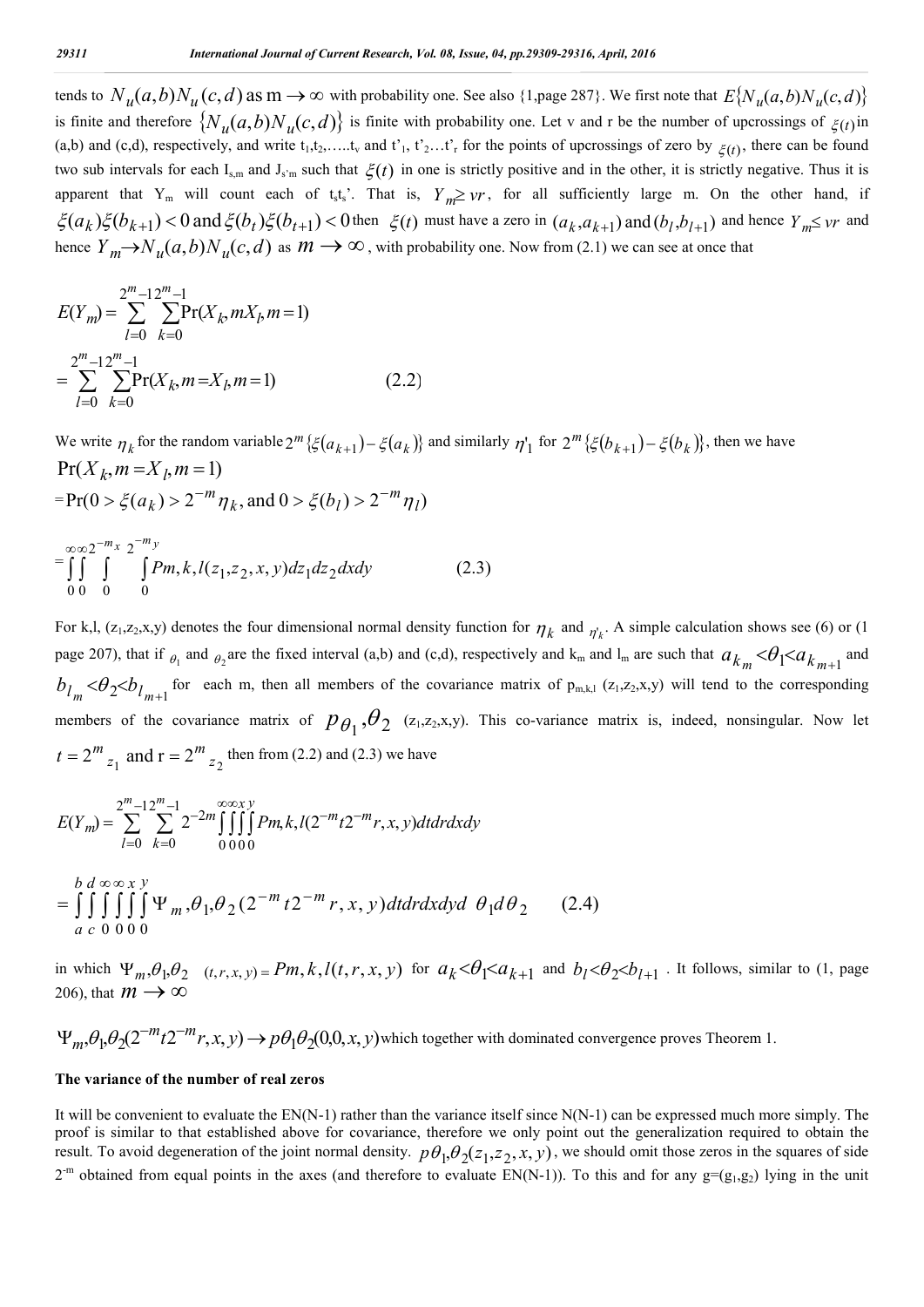tends to $N_u(a,b)N_u(c,d)$ as $m \to \infty$ with probability one. See also {1,page 287}. We first note that $E\{N_u(a,b)N_u(c,d)\}$ is finite and therefore $\{N_u(a,b)N_u(c,d)\}$ is finite with probability one. Let v and r be the number of upcrossings of $\xi(t)$ in (a,b) and (c,d), respectively, and write $t_1, t_2, \ldots, t_v$ and $t'_1, t'_2 \ldots t'_r$ for the points of upcrossings of zero by $\xi(t)$, there can be found two sub intervals for each $I_{s,m}$ and $J_{s'm}$ such that $\xi(t)$ in one is strictly positive and in the other, it is strictly negative. Thus it is apparent that $Y_m$ will count each of $t_s t_s'$. That is, $Y_m \geq vr$, for all sufficiently large m. On the other hand, if $\xi(a_k)\xi(b_{k+1}) < 0$ and $\xi(b_t)\xi(b_{t+1}) < 0$ then $\xi(t)$ must have a zero in $(a_k, a_{k+1})$ and $(b_l, b_{l+1})$ and hence $Y_m \leq vr$ and hence $Y_m \to N_u(a,b)N_u(c,d)$ as $m \to \infty$, with probability one. Now from (2.1) we can see at once that

$$
\begin{aligned}
E(Y_m) &= \sum_{l=0}^{2^m-1}\sum_{k=0}^{2^m-1} \Pr(X_k, mX_l, m=1) \\
&= \sum_{l=0}^{2^m-1}\sum_{k=0}^{2^m-1} \Pr(X_k, m = X_l, m=1) \qquad (2.2)
\end{aligned}
$$

We write $\eta_k$ for the random variable $2^m\{\xi(a_{k+1}) - \xi(a_k)\}$ and similarly $\eta'_1$ for $2^m\{\xi(b_{k+1}) - \xi(b_k)\}$, then we have

$$
\begin{aligned}
&\Pr(X_k, m = X_l, m=1) \\
&= \Pr(0 > \xi(a_k) > 2^{-m}\eta_k, \text{ and } 0 > \xi(b_l) > 2^{-m}\eta_l) \\
&= \int_0^\infty\int_0^\infty\int_0^{2^{-m}x}\int_0^{2^{-m}y} Pm,k,l(z_1,z_2,x,y)\,dz_1 dz_2 dx dy \qquad (2.3)
\end{aligned}
$$

For k,l, $(z_1,z_2,x,y)$ denotes the four dimensional normal density function for $\eta_k$ and $\eta'_k$. A simple calculation shows see (6) or (1 page 207), that if $\theta_1$ and $\theta_2$ are the fixed interval (a,b) and (c,d), respectively and $k_m$ and $l_m$ are such that $a_{k_m} < \theta_1 < a_{k_{m+1}}$ and $b_{l_m} < \theta_2 < b_{l_{m+1}}$ for each m, then all members of the covariance matrix of $p_{m,k,l}(z_1,z_2,x,y)$ will tend to the corresponding members of the covariance matrix of $p_{\theta_1,\theta_2}(z_1,z_2,x,y)$. This co-variance matrix is, indeed, nonsingular. Now let $t = 2^m z_1$ and $r = 2^m z_2$ then from (2.2) and (2.3) we have

$$
\begin{aligned}
E(Y_m) &= \sum_{l=0}^{2^m-1}\sum_{k=0}^{2^m-1} 2^{-2m}\int_0^\infty\int_0^\infty\int_0^x\int_0^y Pm,k,l(2^{-m}t2^{-m}r,x,y)\,dtdrdxdy \\
&= \int_a^b\int_c^d\int_0^\infty\int_0^\infty\int_0^x\int_0^y \Psi_{m},\theta_1,\theta_2(2^{-m}t2^{-m}r,x,y)\,dtdrdxdyd\theta_1 d\theta_2 \qquad (2.4)
\end{aligned}
$$

in which $\Psi_{m},\theta_1,\theta_2\ (t,r,x,y) = Pm,k,l(t,r,x,y)$ for $a_k < \theta_1 < a_{k+1}$ and $b_l < \theta_2 < b_{l+1}$. It follows, similar to (1, page 206), that $m \to \infty$

$\Psi_m,\theta_1,\theta_2(2^{-m}t2^{-m}r,x,y) \to p\theta_1\theta_2(0,0,x,y)$ which together with dominated convergence proves Theorem 1.

### The variance of the number of real zeros

It will be convenient to evaluate the EN(N-1) rather than the variance itself since N(N-1) can be expressed much more simply. The proof is similar to that established above for covariance, therefore we only point out the generalization required to obtain the result. To avoid degeneration of the joint normal density. $p\theta_1,\theta_2(z_1,z_2,x,y)$, we should omit those zeros in the squares of side $2^{-m}$ obtained from equal points in the axes (and therefore to evaluate EN(N-1)). To this and for any $g=(g_1,g_2)$ lying in the unit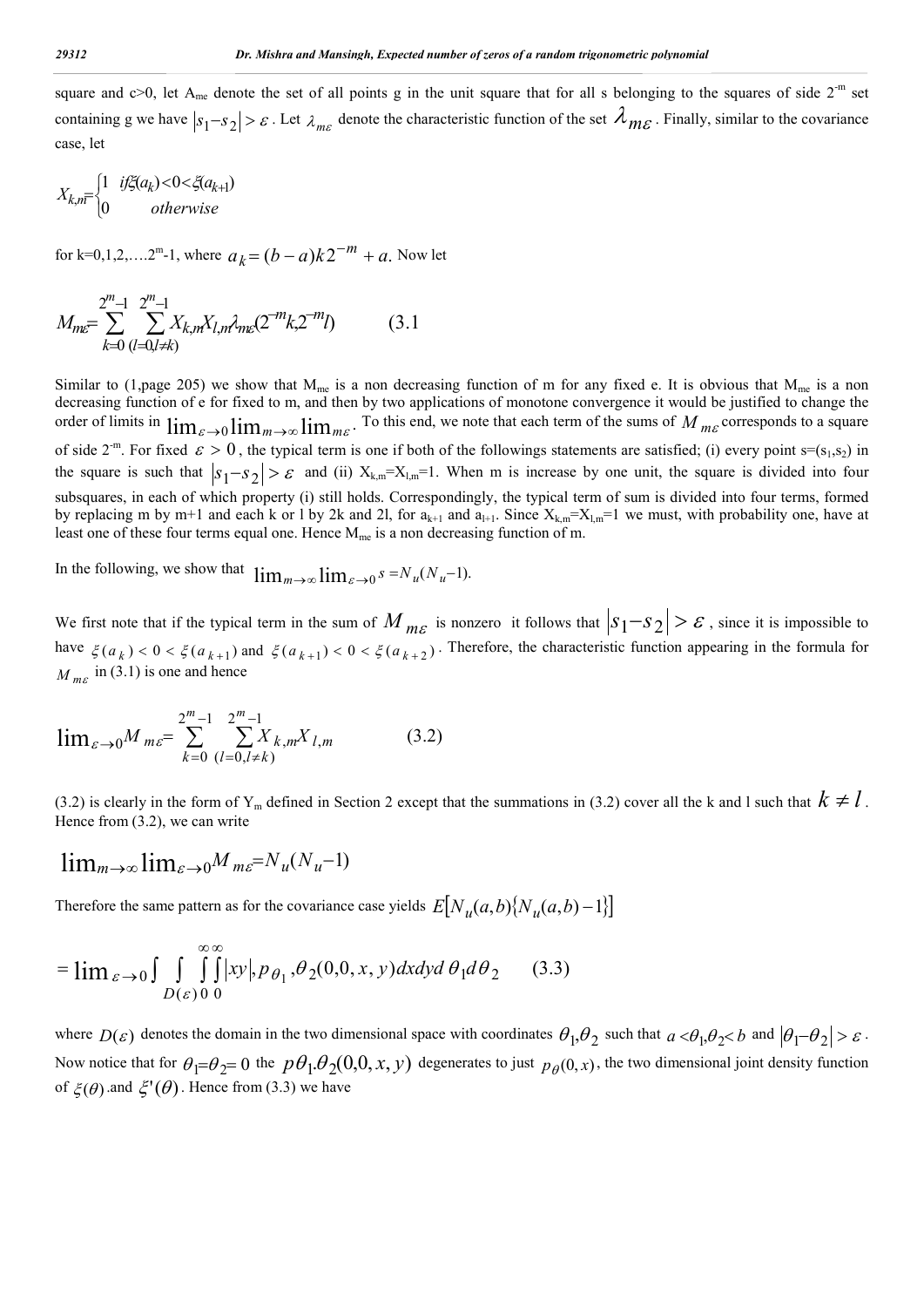square and c>0, let $A_{me}$ denote the set of all points g in the unit square that for all s belonging to the squares of side $2^{-m}$ set containing g we have $|s_1 - s_2| > \varepsilon$. Let $\lambda_{m\varepsilon}$ denote the characteristic function of the set $\lambda_{m\varepsilon}$. Finally, similar to the covariance case, let

$$X_{k,m} = \begin{cases} 1 & if \xi(a_k) < 0 < \xi(a_{k+1}) \\ 0 & otherwise \end{cases}$$

for k=0,1,2,….$2^m$-1, where $a_k = (b-a)k2^{-m} + a.$ Now let

$$M_{m\varepsilon} = \sum_{k=0}^{2^m-1} \sum_{(l=0, l \neq k)}^{2^m-1} X_{k,m} X_{l,m} \lambda_{m\varepsilon}(2^{-m}k, 2^{-m}l) \qquad (3.1$$

Similar to (1,page 205) we show that $M_{me}$ is a non decreasing function of m for any fixed e. It is obvious that $M_{me}$ is a non decreasing function of e for fixed to m, and then by two applications of monotone convergence it would be justified to change the order of limits in $\lim_{\varepsilon \to 0} \lim_{m \to \infty} \lim_{m\varepsilon}$. To this end, we note that each term of the sums of $M_{m\varepsilon}$ corresponds to a square of side $2^{-m}$. For fixed $\varepsilon > 0$, the typical term is one if both of the followings statements are satisfied; (i) every point s=($s_1$,$s_2$) in the square is such that $|s_1 - s_2| > \varepsilon$ and (ii) $X_{k,m}$=$X_{l,m}$=1. When m is increase by one unit, the square is divided into four subsquares, in each of which property (i) still holds. Correspondingly, the typical term of sum is divided into four terms, formed by replacing m by m+1 and each k or l by 2k and 2l, for $a_{k+1}$ and $a_{l+1}$. Since $X_{k,m}$=$X_{l,m}$=1 we must, with probability one, have at least one of these four terms equal one. Hence $M_{me}$ is a non decreasing function of m.

In the following, we show that $\lim_{m \to \infty} \lim_{\varepsilon \to 0} s = N_u(N_u - 1)$.

We first note that if the typical term in the sum of $M_{m\varepsilon}$ is nonzero it follows that $|s_1 - s_2| > \varepsilon$, since it is impossible to have $\xi(a_k) < 0 < \xi(a_{k+1})$ and $\xi(a_{k+1}) < 0 < \xi(a_{k+2})$. Therefore, the characteristic function appearing in the formula for $M_{m\varepsilon}$ in (3.1) is one and hence

$$\lim_{\varepsilon \to 0} M_{m\varepsilon} = \sum_{k=0}^{2^m-1} \sum_{(l=0, l \neq k)}^{2^m-1} X_{k,m} X_{l,m} \qquad (3.2)$$

(3.2) is clearly in the form of $Y_m$ defined in Section 2 except that the summations in (3.2) cover all the k and l such that $k \neq l$. Hence from (3.2), we can write

$$\lim_{m \to \infty} \lim_{\varepsilon \to 0} M_{m\varepsilon} = N_u(N_u - 1)$$

Therefore the same pattern as for the covariance case yields $E[N_u(a,b)\{N_u(a,b) - 1\}]$

$$= \lim_{\varepsilon \to 0} \int\int_{D(\varepsilon)} \int_0^\infty \int_0^\infty |xy|, p_{\theta_1, \theta_2}(0,0,x,y)\, dx\, dy\, d\theta_1\, d\theta_2 \qquad (3.3)$$

where $D(\varepsilon)$ denotes the domain in the two dimensional space with coordinates $\theta_1, \theta_2$ such that $a < \theta_1, \theta_2 < b$ and $|\theta_1 - \theta_2| > \varepsilon$. Now notice that for $\theta_1 = \theta_2 = 0$ the $p\theta_1.\theta_2(0,0,x,y)$ degenerates to just $p_\theta(0,x)$, the two dimensional joint density function of $\xi(\theta)$ and $\xi'(\theta)$. Hence from (3.3) we have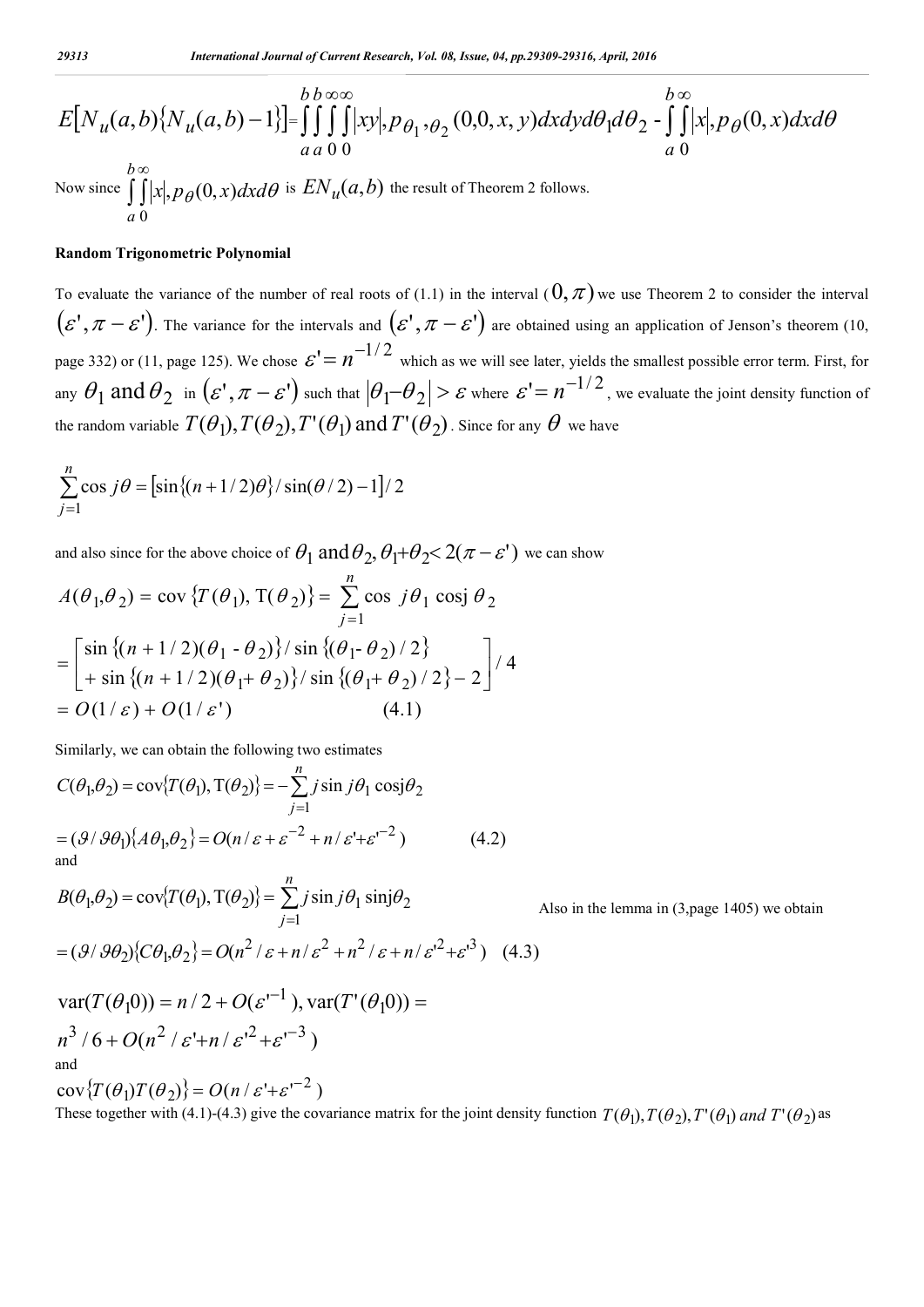$$E\left[N_u(a,b)\{N_u(a,b)-1\}\right] = \int_a^b\int_a^b\int_0^\infty\int_0^\infty |xy|, p_{\theta_1},_{\theta_2}(0,0,x,y)\,dx\,dy\,d\theta_1 d\theta_2 - \int_a^b\int_0^\infty |x|, p_\theta(0,x)\,dx\,d\theta$$

Now since $\int_a^b\int_0^\infty |x|, p_\theta(0,x)\,dx\,d\theta$ is $EN_u(a,b)$ the result of Theorem 2 follows.

**Random Trigonometric Polynomial**

To evaluate the variance of the number of real roots of (1.1) in the interval $(0,\pi)$ we use Theorem 2 to consider the interval $(\varepsilon',\pi-\varepsilon')$. The variance for the intervals and $(\varepsilon',\pi-\varepsilon')$ are obtained using an application of Jenson's theorem (10, page 332) or (11, page 125). We chose $\varepsilon' = n^{-1/2}$ which as we will see later, yields the smallest possible error term. First, for any $\theta_1$ and $\theta_2$ in $(\varepsilon',\pi-\varepsilon')$ such that $|\theta_1 - \theta_2| > \varepsilon$ where $\varepsilon' = n^{-1/2}$, we evaluate the joint density function of the random variable $T(\theta_1), T(\theta_2), T'(\theta_1)$ and $T'(\theta_2)$. Since for any $\theta$ we have

$$\sum_{j=1}^{n} \cos j\theta = \left[\sin\{(n+1/2)\theta\}/\sin(\theta/2) - 1\right]/2$$

and also since for the above choice of $\theta_1$ and $\theta_2$, $\theta_1 + \theta_2 < 2(\pi - \varepsilon')$ we can show

$$\begin{aligned}
A(\theta_1,\theta_2) &= \operatorname{cov}\{T(\theta_1), T(\theta_2)\} = \sum_{j=1}^{n} \cos j\theta_1 \cos j\theta_2 \\
&= \begin{bmatrix} \sin\{(n+1/2)(\theta_1 - \theta_2)\}/\sin\{(\theta_1 - \theta_2)/2\} \\ + \sin\{(n+1/2)(\theta_1 + \theta_2)\}/\sin\{(\theta_1 + \theta_2)/2\} - 2 \end{bmatrix} / 4 \\
&= O(1/\varepsilon) + O(1/\varepsilon') \qquad (4.1)
\end{aligned}$$

Similarly, we can obtain the following two estimates

$$\begin{aligned}
C(\theta_1,\theta_2) &= \operatorname{cov}\{T(\theta_1), T(\theta_2)\} = -\sum_{j=1}^{n} j \sin j\theta_1 \cos j\theta_2 \\
&= (\vartheta/\vartheta\theta_1)\{A\theta_1,\theta_2\} = O(n/\varepsilon + \varepsilon^{-2} + n/\varepsilon' + \varepsilon'^{-2}) \qquad (4.2)
\end{aligned}$$

and

$$\begin{aligned}
B(\theta_1,\theta_2) &= \operatorname{cov}\{T(\theta_1), T(\theta_2)\} = \sum_{j=1}^{n} j \sin j\theta_1 \sin j\theta_2 \\
&= (\vartheta/\vartheta\theta_2)\{C\theta_1,\theta_2\} = O(n^2/\varepsilon + n/\varepsilon^2 + n^2/\varepsilon + n/\varepsilon'^2 + \varepsilon'^3) \qquad (4.3)
\end{aligned}$$

Also in the lemma in (3, page 1405) we obtain

$$\operatorname{var}(T(\theta_1 0)) = n/2 + O(\varepsilon'^{-1}),\ \operatorname{var}(T'(\theta_1 0)) = n^3/6 + O(n^2/\varepsilon' + n/\varepsilon'^2 + \varepsilon'^{-3})$$

and

$$\operatorname{cov}\{T(\theta_1)T(\theta_2)\} = O(n/\varepsilon' + \varepsilon'^{-2})$$

These together with (4.1)-(4.3) give the covariance matrix for the joint density function $T(\theta_1), T(\theta_2), T'(\theta_1)$ *and* $T'(\theta_2)$ as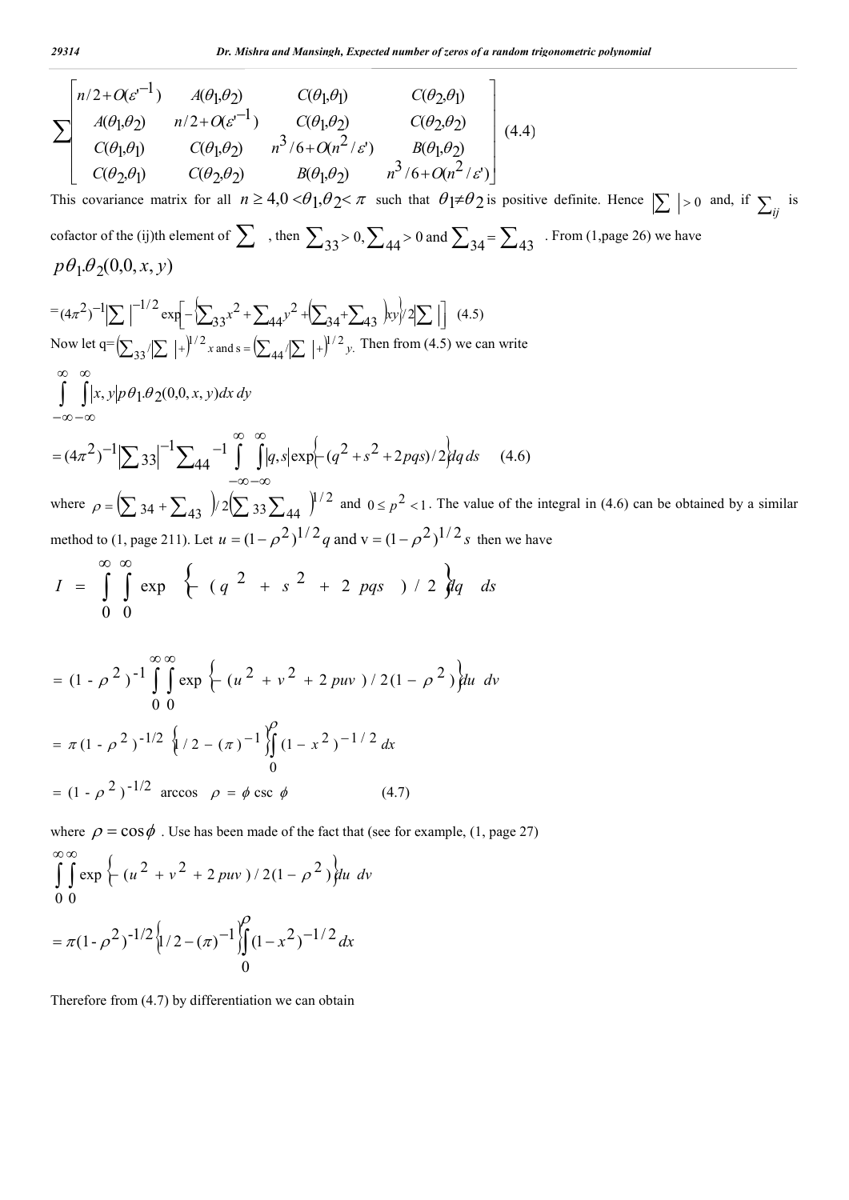$$\sum \begin{bmatrix} n/2+O(\varepsilon'^{-1}) & A(\theta_1,\theta_2) & C(\theta_1,\theta_1) & C(\theta_2,\theta_1) \\ A(\theta_1,\theta_2) & n/2+O(\varepsilon'^{-1}) & C(\theta_1,\theta_2) & C(\theta_2,\theta_2) \\ C(\theta_1,\theta_1) & C(\theta_1,\theta_2) & n^3/6+O(n^2/\varepsilon') & B(\theta_1,\theta_2) \\ C(\theta_2,\theta_1) & C(\theta_2,\theta_2) & B(\theta_1,\theta_2) & n^3/6+O(n^2/\varepsilon') \end{bmatrix} \quad (4.4)$$

This covariance matrix for all $n \geq 4, 0 < \theta_1, \theta_2 < \pi$ such that $\theta_1 \neq \theta_2$ is positive definite. Hence $\left|\sum\right| > 0$ and, if $\sum_{ij}$ is cofactor of the (ij)th element of $\sum$, then $\sum_{33} > 0, \sum_{44} > 0$ and $\sum_{34} = \sum_{43}$. From (1,page 26) we have

$$p\theta_1.\theta_2(0,0,x,y)$$

$$=(4\pi^2)^{-1}\left|\sum\right|^{-1/2}\exp\left[-\left\{\sum_{33}x^2+\sum_{44}y^2+\left(\sum_{34}+\sum_{43}\right)xy\right\}/2\left|\sum\right|\right] \quad (4.5)$$

Now let $q=\left(\sum_{33}/\left|\sum\right|\right)^{1/2}x$ and $s=\left(\sum_{44}/\left|\sum\right|\right)^{1/2}y$. Then from (4.5) we can write

$$\int_{-\infty}^{\infty}\int_{-\infty}^{\infty}|x,y|\,p\theta_1.\theta_2(0,0,x,y)\,dx\,dy$$

$$=(4\pi^2)^{-1}\left|\sum{}_{33}\right|^{-1}\sum{}_{44}{}^{-1}\int_{-\infty}^{\infty}\int_{-\infty}^{\infty}|q,s|\exp\left\{-(q^2+s^2+2pqs)/2\right\}dq\,ds \quad (4.6)$$

where $\rho=\left(\sum_{34}+\sum_{43}\right)/2\left(\sum_{33}\sum_{44}\right)^{1/2}$ and $0 \leq p^2 < 1$. The value of the integral in (4.6) can be obtained by a similar method to (1, page 211). Let $u=(1-\rho^2)^{1/2}q$ and $v=(1-\rho^2)^{1/2}s$ then we have

$$I=\int_0^{\infty}\int_0^{\infty}\exp\left\{-(q^2+s^2+2pqs)/2\right\}dq\,ds$$

$$=(1-\rho^2)^{-1}\int_0^{\infty}\int_0^{\infty}\exp\left\{-(u^2+v^2+2puv)/2(1-\rho^2)\right\}du\,dv$$

$$=\pi(1-\rho^2)^{-1/2}\left\{1/2-(\pi)^{-1}\int_0^{\rho}(1-x^2)^{-1/2}dx\right\}$$

$$=(1-\rho^2)^{-1/2}\arccos\rho=\phi\csc\phi \quad (4.7)$$

where $\rho=\cos\phi$. Use has been made of the fact that (see for example, (1, page 27)

$$\int_0^{\infty}\int_0^{\infty}\exp\left\{-(u^2+v^2+2puv)/2(1-\rho^2)\right\}du\,dv$$

$$=\pi(1-\rho^2)^{-1/2}\left\{1/2-(\pi)^{-1}\int_0^{\rho}(1-x^2)^{-1/2}dx\right\}$$

Therefore from (4.7) by differentiation we can obtain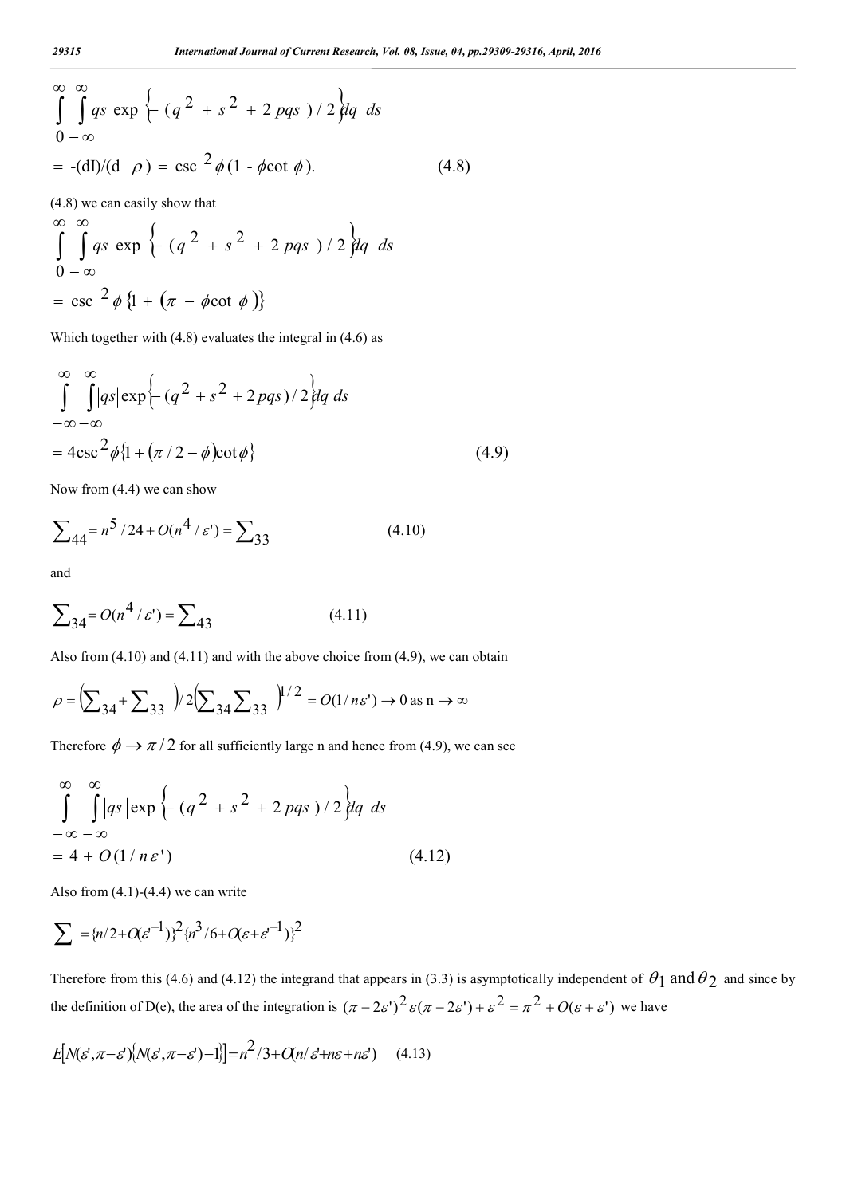$$\int_{0}^{\infty}\int_{-\infty}^{\infty} qs \exp\left\{-(q^2+s^2+2pqs)/2\right\}dq\ ds$$

$$= -(dI)/(d\ \rho) = \csc^2\phi(1-\phi\cot\phi). \qquad (4.8)$$

(4.8) we can easily show that

$$\int_{0}^{\infty}\int_{-\infty}^{\infty} qs \exp\left\{-(q^2+s^2+2pqs)/2\right\}dq\ ds$$

$$= \csc^2\phi\left\{1+\left(\pi-\phi\cot\phi\right)\right\}$$

Which together with (4.8) evaluates the integral in (4.6) as

$$\int_{-\infty}^{\infty}\int_{-\infty}^{\infty} |qs| \exp\left\{-(q^2+s^2+2pqs)/2\right\}dq\ ds$$

$$= 4\csc^2\phi\left\{1+\left(\pi/2-\phi\right)\cot\phi\right\} \qquad (4.9)$$

Now from (4.4) we can show

$$\sum\nolimits_{44} = n^5/24 + O(n^4/\varepsilon') = \sum\nolimits_{33} \qquad (4.10)$$

and

$$\sum\nolimits_{34} = O(n^4/\varepsilon') = \sum\nolimits_{43} \qquad (4.11)$$

Also from (4.10) and (4.11) and with the above choice from (4.9), we can obtain

$$\rho = \left(\sum\nolimits_{34}+\sum\nolimits_{33}\right)/2\left(\sum\nolimits_{34}\sum\nolimits_{33}\right)^{1/2} = O(1/n\varepsilon') \to 0 \text{ as } n \to \infty$$

Therefore $\phi \to \pi/2$ for all sufficiently large n and hence from (4.9), we can see

$$\int_{-\infty}^{\infty}\int_{-\infty}^{\infty} |qs| \exp\left\{-(q^2+s^2+2pqs)/2\right\}dq\ ds$$

$$= 4 + O(1/n\varepsilon') \qquad (4.12)$$

Also from (4.1)-(4.4) we can write

$$\left|\sum\right| = \{n/2 + O(\varepsilon'^{-1})\}^2\{n^3/6 + O(\varepsilon+\varepsilon'^{-1})\}^2$$

Therefore from this (4.6) and (4.12) the integrand that appears in (3.3) is asymptotically independent of $\theta_1$ and $\theta_2$ and since by the definition of D(e), the area of the integration is $(\pi-2\varepsilon')^2\varepsilon(\pi-2\varepsilon')+\varepsilon^2 = \pi^2 + O(\varepsilon+\varepsilon')$ we have

$$E\left[N(\varepsilon',\pi-\varepsilon')\{N(\varepsilon',\pi-\varepsilon')-1\}\right] = n^2/3 + O(n/\varepsilon' + n\varepsilon + n\varepsilon') \qquad (4.13)$$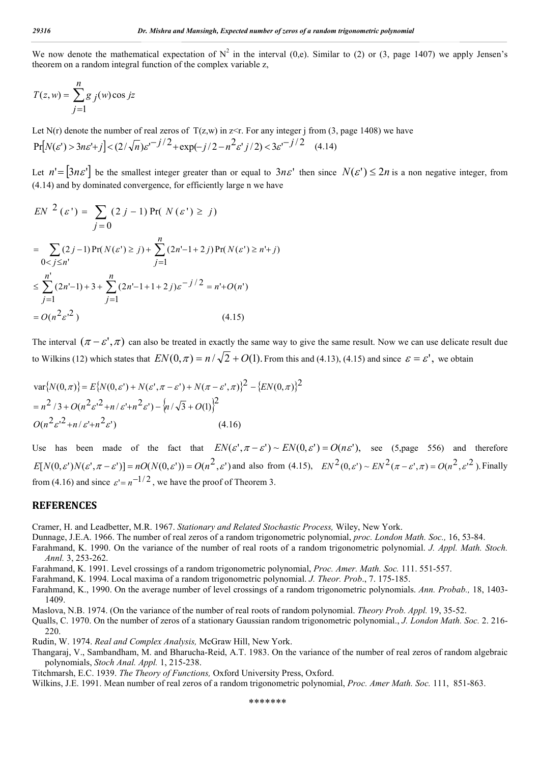We now denote the mathematical expectation of $N^2$ in the interval (0,e). Similar to (2) or (3, page 1407) we apply Jensen's theorem on a random integral function of the complex variable z,

$$T(z,w) = \sum_{j=1}^{n} g_j(w)\cos jz$$

Let N(r) denote the number of real zeros of T(z,w) in z<r. For any integer j from (3, page 1408) we have

$$\Pr[N(\varepsilon') > 3n\varepsilon' + j] < (2/\sqrt{n})\varepsilon'^{-j/2} + \exp(-j/2 - n^2\varepsilon' j/2) < 3\varepsilon'^{-j/2} \quad (4.14)$$

Let $n' = [3n\varepsilon']$ be the smallest integer greater than or equal to $3n\varepsilon'$ then since $N(\varepsilon') \le 2n$ is a non negative integer, from (4.14) and by dominated convergence, for efficiently large n we have

$$\begin{aligned}
EN^2(\varepsilon') &= \sum_{j=0}(2j-1)\Pr(N(\varepsilon') \ge j) \\
&= \sum_{0<j\le n'}(2j-1)\Pr(N(\varepsilon') \ge j) + \sum_{j=1}^{n}(2n'-1+2j)\Pr(N(\varepsilon') \ge n'+j) \\
&\le \sum_{j=1}^{n'}(2n'-1) + 3 + \sum_{j=1}^{n}(2n'-1+1+2j)\varepsilon^{-j/2} = n' + O(n') \\
&= O(n^2\varepsilon'^2) \qquad (4.15)
\end{aligned}$$

The interval $(\pi - \varepsilon', \pi)$ can also be treated in exactly the same way to give the same result. Now we can use delicate result due to Wilkins (12) which states that $EN(0,\pi) = n/\sqrt{2} + O(1)$. From this and (4.13), (4.15) and since $\varepsilon = \varepsilon'$, we obtain

$$\begin{aligned}
\operatorname{var}\{N(0,\pi)\} &= E\{N(0,\varepsilon') + N(\varepsilon', \pi - \varepsilon') + N(\pi - \varepsilon', \pi)\}^2 - \{EN(0,\pi)\}^2 \\
&= n^2/3 + O(n^2\varepsilon'^2 + n/\varepsilon' + n^2\varepsilon') - \{n/\sqrt{3} + O(1)\}^2 \\
&O(n^2\varepsilon'^2 + n/\varepsilon' + n^2\varepsilon') \qquad (4.16)
\end{aligned}$$

Use has been made of the fact that $EN(\varepsilon', \pi - \varepsilon') \sim EN(0,\varepsilon') = O(n\varepsilon')$, see (5,page 556) and therefore $E[N(0,\varepsilon')N(\varepsilon', \pi - \varepsilon')] = nO(N(0,\varepsilon')) = O(n^2, \varepsilon')$ and also from (4.15), $EN^2(0,\varepsilon') \sim EN^2(\pi - \varepsilon', \pi) = O(n^2, \varepsilon'^2)$. Finally from (4.16) and since $\varepsilon' = n^{-1/2}$, we have the proof of Theorem 3.

## REFERENCES

Cramer, H. and Leadbetter, M.R. 1967. *Stationary and Related Stochastic Process,* Wiley, New York.

Dunnage, J.E.A. 1966. The number of real zeros of a random trigonometric polynomial, *proc. London Math. Soc.,* 16, 53-84.

Farahmand, K. 1990. On the variance of the number of real roots of a random trigonometric polynomial. *J. Appl. Math. Stoch. Annl.* 3, 253-262.

Farahmand, K. 1991. Level crossings of a random trigonometric polynomial, *Proc. Amer. Math. Soc.* 111. 551-557.

Farahmand, K. 1994. Local maxima of a random trigonometric polynomial. *J. Theor. Prob*., 7. 175-185.

Farahmand, K., 1990. On the average number of level crossings of a random trigonometric polynomials. *Ann. Probab.,* 18, 1403-1409.

Maslova, N.B. 1974. (On the variance of the number of real roots of random polynomial. *Theory Prob. Appl.* 19, 35-52.

Qualls, C. 1970. On the number of zeros of a stationary Gaussian random trigonometric polynomial., *J. London Math. Soc.* 2. 216-220.

Rudin, W. 1974. *Real and Complex Analysis,* McGraw Hill, New York.

Thangaraj, V., Sambandham, M. and Bharucha-Reid, A.T. 1983. On the variance of the number of real zeros of random algebraic polynomials, *Stoch Anal. Appl.* 1, 215-238.

Titchmarsh, E.C. 1939. *The Theory of Functions,* Oxford University Press, Oxford.

Wilkins, J.E. 1991. Mean number of real zeros of a random trigonometric polynomial, *Proc. Amer Math. Soc.* 111, 851-863.

*******